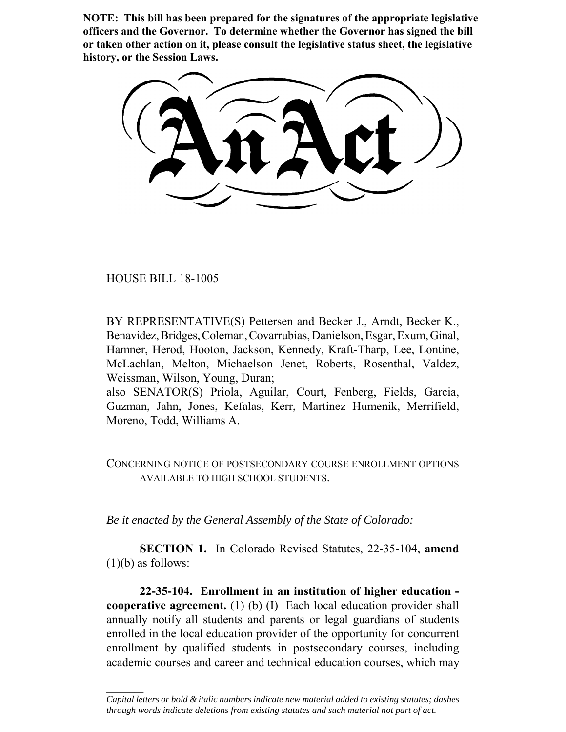**NOTE: This bill has been prepared for the signatures of the appropriate legislative officers and the Governor. To determine whether the Governor has signed the bill or taken other action on it, please consult the legislative status sheet, the legislative history, or the Session Laws.**

# An Act

HOUSE BILL 18-1005

BY REPRESENTATIVE(S) Pettersen and Becker J., Arndt, Becker K., Benavidez, Bridges, Coleman, Covarrubias, Danielson, Esgar, Exum, Ginal, Hamner, Herod, Hooton, Jackson, Kennedy, Kraft-Tharp, Lee, Lontine, McLachlan, Melton, Michaelson Jenet, Roberts, Rosenthal, Valdez, Weissman, Wilson, Young, Duran;
also SENATOR(S) Priola, Aguilar, Court, Fenberg, Fields, Garcia, Guzman, Jahn, Jones, Kefalas, Kerr, Martinez Humenik, Merrifield, Moreno, Todd, Williams A.

CONCERNING NOTICE OF POSTSECONDARY COURSE ENROLLMENT OPTIONS AVAILABLE TO HIGH SCHOOL STUDENTS.

*Be it enacted by the General Assembly of the State of Colorado:*

**SECTION 1.** In Colorado Revised Statutes, 22-35-104, **amend** (1)(b) as follows:

**22-35-104. Enrollment in an institution of higher education - cooperative agreement.** (1) (b) (I) Each local education provider shall annually notify all students and parents or legal guardians of students enrolled in the local education provider of the opportunity for concurrent enrollment by qualified students in postsecondary courses, including academic courses and career and technical education courses, ~~which may~~

*Capital letters or bold & italic numbers indicate new material added to existing statutes; dashes through words indicate deletions from existing statutes and such material not part of act.*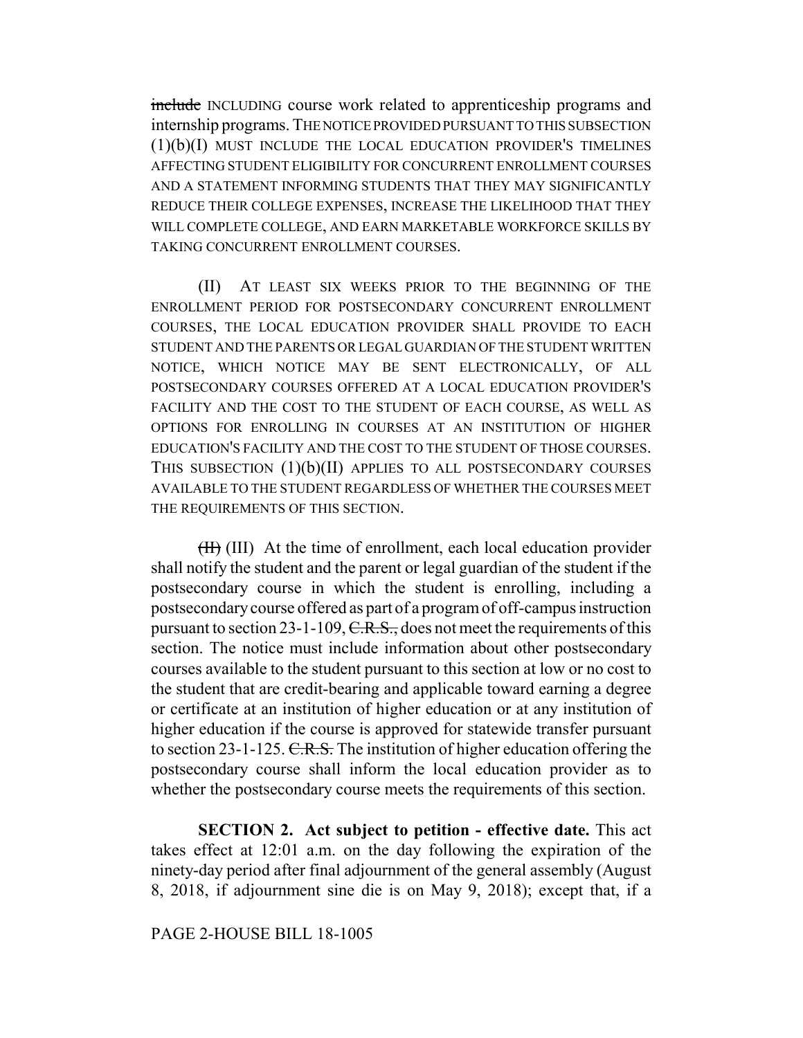~~include~~ INCLUDING course work related to apprenticeship programs and internship programs. THE NOTICE PROVIDED PURSUANT TO THIS SUBSECTION (1)(b)(I) MUST INCLUDE THE LOCAL EDUCATION PROVIDER'S TIMELINES AFFECTING STUDENT ELIGIBILITY FOR CONCURRENT ENROLLMENT COURSES AND A STATEMENT INFORMING STUDENTS THAT THEY MAY SIGNIFICANTLY REDUCE THEIR COLLEGE EXPENSES, INCREASE THE LIKELIHOOD THAT THEY WILL COMPLETE COLLEGE, AND EARN MARKETABLE WORKFORCE SKILLS BY TAKING CONCURRENT ENROLLMENT COURSES.

(II) AT LEAST SIX WEEKS PRIOR TO THE BEGINNING OF THE ENROLLMENT PERIOD FOR POSTSECONDARY CONCURRENT ENROLLMENT COURSES, THE LOCAL EDUCATION PROVIDER SHALL PROVIDE TO EACH STUDENT AND THE PARENTS OR LEGAL GUARDIAN OF THE STUDENT WRITTEN NOTICE, WHICH NOTICE MAY BE SENT ELECTRONICALLY, OF ALL POSTSECONDARY COURSES OFFERED AT A LOCAL EDUCATION PROVIDER'S FACILITY AND THE COST TO THE STUDENT OF EACH COURSE, AS WELL AS OPTIONS FOR ENROLLING IN COURSES AT AN INSTITUTION OF HIGHER EDUCATION'S FACILITY AND THE COST TO THE STUDENT OF THOSE COURSES. THIS SUBSECTION (1)(b)(II) APPLIES TO ALL POSTSECONDARY COURSES AVAILABLE TO THE STUDENT REGARDLESS OF WHETHER THE COURSES MEET THE REQUIREMENTS OF THIS SECTION.

~~(II)~~ (III) At the time of enrollment, each local education provider shall notify the student and the parent or legal guardian of the student if the postsecondary course in which the student is enrolling, including a postsecondary course offered as part of a program of off-campus instruction pursuant to section 23-1-109, ~~C.R.S.,~~ does not meet the requirements of this section. The notice must include information about other postsecondary courses available to the student pursuant to this section at low or no cost to the student that are credit-bearing and applicable toward earning a degree or certificate at an institution of higher education or at any institution of higher education if the course is approved for statewide transfer pursuant to section 23-1-125. ~~C.R.S.~~ The institution of higher education offering the postsecondary course shall inform the local education provider as to whether the postsecondary course meets the requirements of this section.

**SECTION 2. Act subject to petition - effective date.** This act takes effect at 12:01 a.m. on the day following the expiration of the ninety-day period after final adjournment of the general assembly (August 8, 2018, if adjournment sine die is on May 9, 2018); except that, if a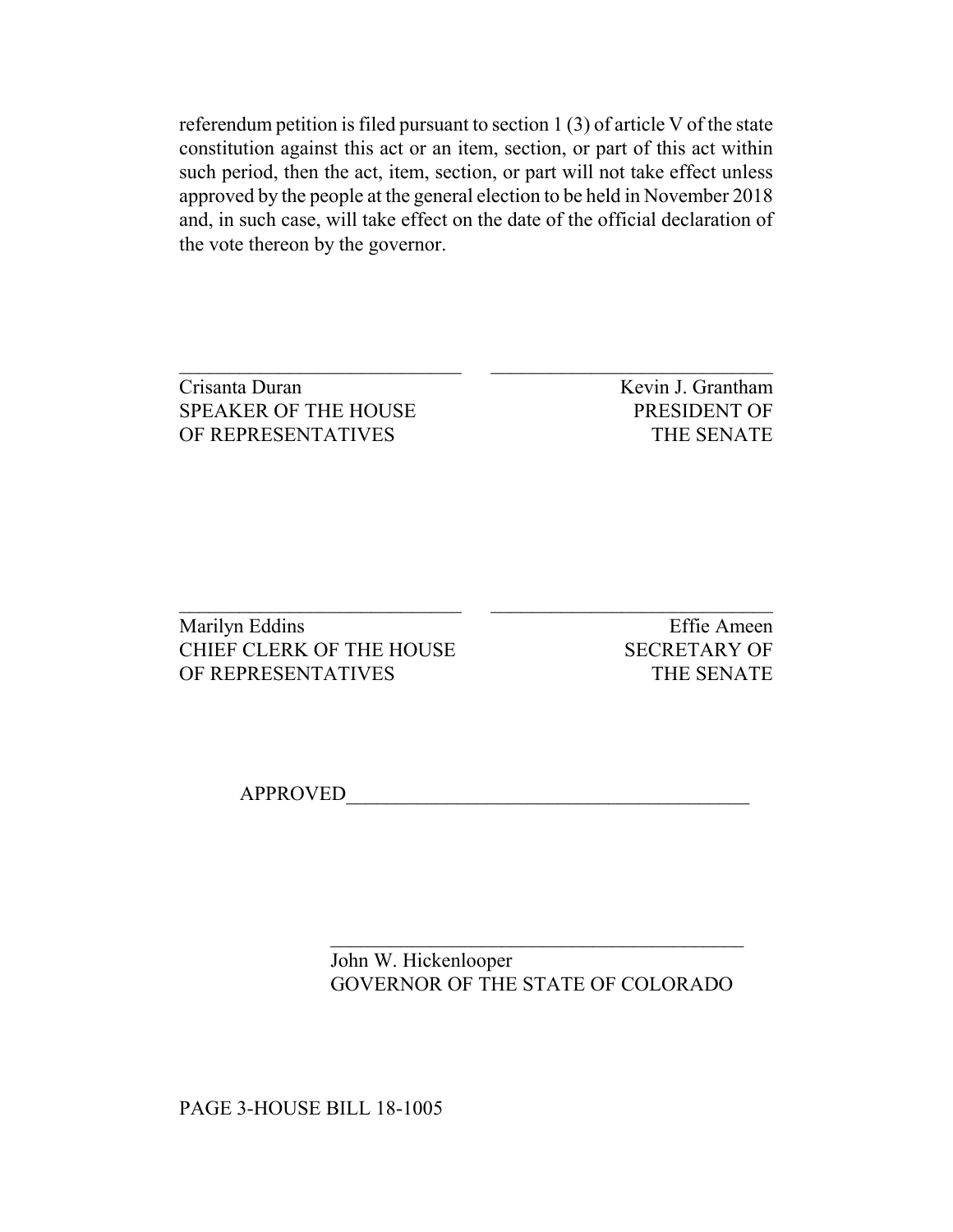referendum petition is filed pursuant to section 1 (3) of article V of the state constitution against this act or an item, section, or part of this act within such period, then the act, item, section, or part will not take effect unless approved by the people at the general election to be held in November 2018 and, in such case, will take effect on the date of the official declaration of the vote thereon by the governor.

____________________________ ____________________________

Crisanta Duran
SPEAKER OF THE HOUSE
OF REPRESENTATIVES

Kevin J. Grantham
PRESIDENT OF
THE SENATE

____________________________ ____________________________

Marilyn Eddins
CHIEF CLERK OF THE HOUSE
OF REPRESENTATIVES

Effie Ameen
SECRETARY OF
THE SENATE

APPROVED________________________________________

_________________________________________

John W. Hickenlooper
GOVERNOR OF THE STATE OF COLORADO

PAGE 3-HOUSE BILL 18-1005